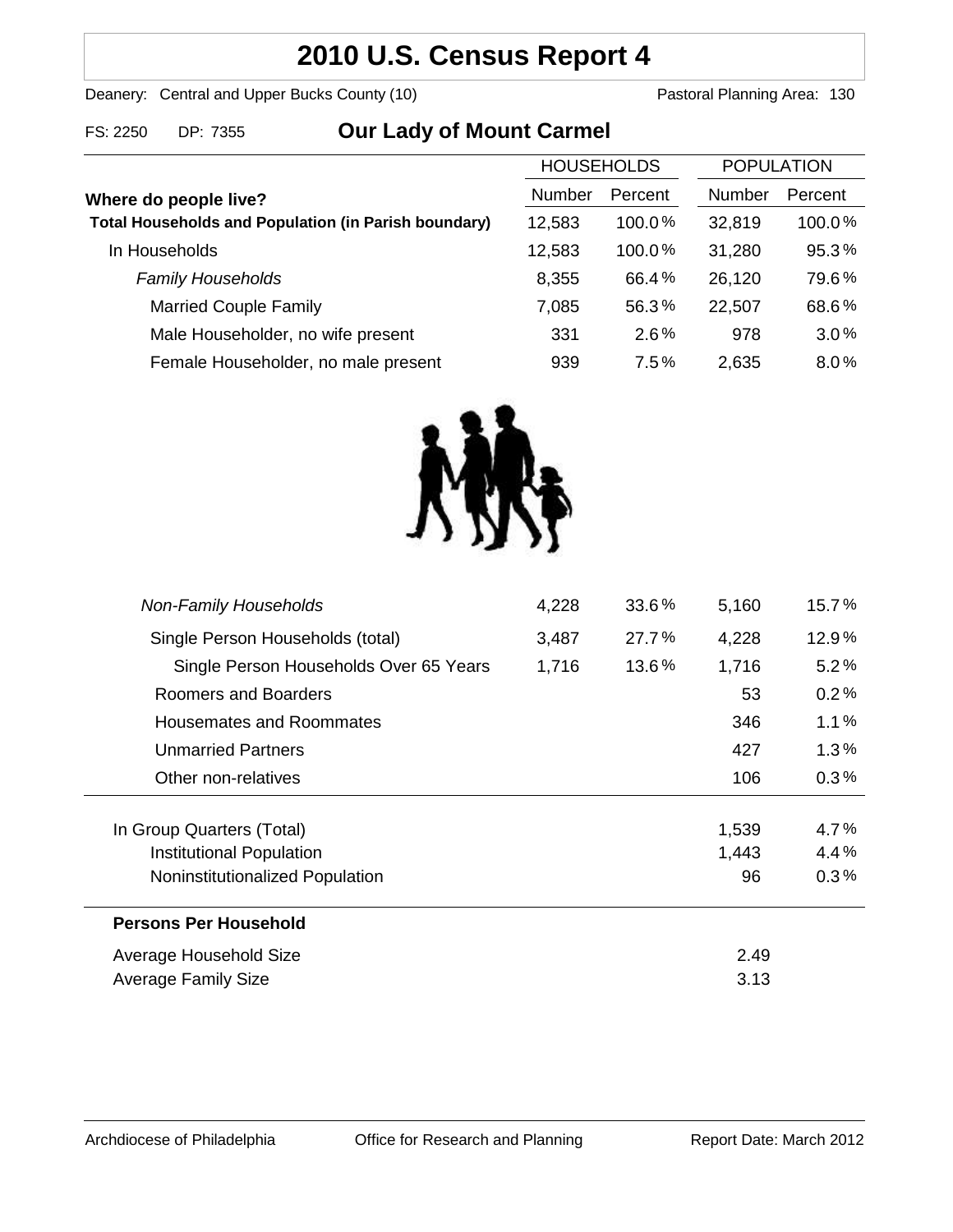# 2010 U.S. Census Report 4

Deanery: Central and Upper Bucks County (10)  Pastoral Planning Area: 130

FS: 2250  DP: 7355

## Our Lady of Mount Carmel

| Where do people live? | HOUSEHOLDS Number | HOUSEHOLDS Percent | POPULATION Number | POPULATION Percent |
|---|---|---|---|---|
| **Total Households and Population (in Parish boundary)** | 12,583 | 100.0% | 32,819 | 100.0% |
| In Households | 12,583 | 100.0% | 31,280 | 95.3% |
| *Family Households* | 8,355 | 66.4% | 26,120 | 79.6% |
| Married Couple Family | 7,085 | 56.3% | 22,507 | 68.6% |
| Male Householder, no wife present | 331 | 2.6% | 978 | 3.0% |
| Female Householder, no male present | 939 | 7.5% | 2,635 | 8.0% |
| *Non-Family Households* | 4,228 | 33.6% | 5,160 | 15.7% |
| Single Person Households (total) | 3,487 | 27.7% | 4,228 | 12.9% |
| Single Person Households Over 65 Years | 1,716 | 13.6% | 1,716 | 5.2% |
| Roomers and Boarders | | | 53 | 0.2% |
| Housemates and Roommates | | | 346 | 1.1% |
| Unmarried Partners | | | 427 | 1.3% |
| Other non-relatives | | | 106 | 0.3% |
| In Group Quarters (Total) | | | 1,539 | 4.7% |
| Institutional Population | | | 1,443 | 4.4% |
| Noninstitutionalized Population | | | 96 | 0.3% |

**Persons Per Household**

| | |
|---|---|
| Average Household Size | 2.49 |
| Average Family Size | 3.13 |

Archdiocese of Philadelphia  Office for Research and Planning  Report Date: March 2012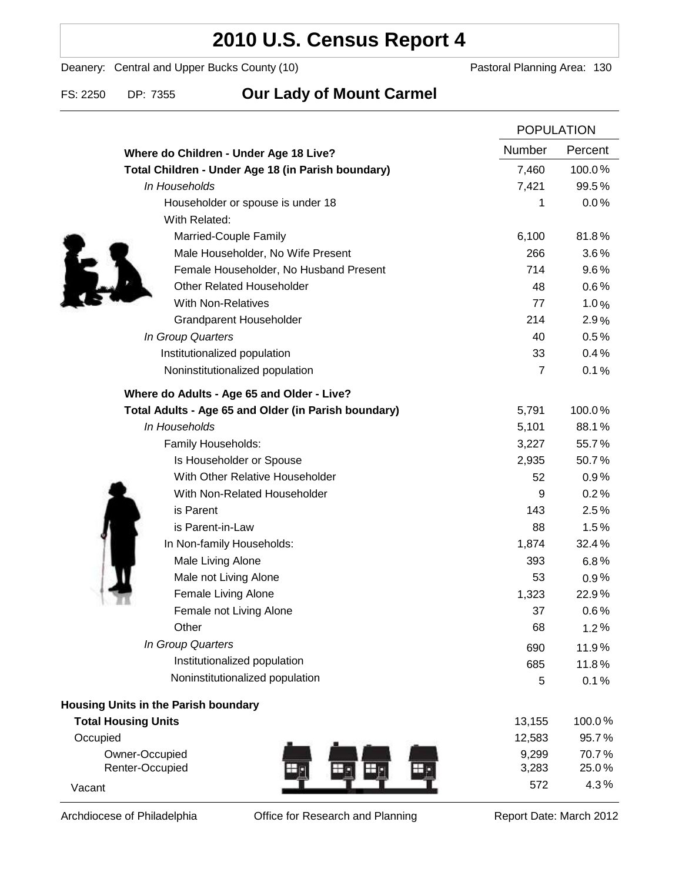# 2010 U.S. Census Report 4

Deanery: Central and Upper Bucks County (10) Pastoral Planning Area: 130

FS: 2250 DP: 7355 **Our Lady of Mount Carmel**

| | POPULATION | |
|---|---|---|
| **Where do Children - Under Age 18 Live?** | Number | Percent |
| **Total Children - Under Age 18 (in Parish boundary)** | 7,460 | 100.0% |
| *In Households* | 7,421 | 99.5% |
| Householder or spouse is under 18 | 1 | 0.0% |
| With Related: | | |
| Married-Couple Family | 6,100 | 81.8% |
| Male Householder, No Wife Present | 266 | 3.6% |
| Female Householder, No Husband Present | 714 | 9.6% |
| Other Related Householder | 48 | 0.6% |
| With Non-Relatives | 77 | 1.0% |
| Grandparent Householder | 214 | 2.9% |
| *In Group Quarters* | 40 | 0.5% |
| Institutionalized population | 33 | 0.4% |
| Noninstitutionalized population | 7 | 0.1% |
| **Where do Adults - Age 65 and Older - Live?** | | |
| **Total Adults - Age 65 and Older (in Parish boundary)** | 5,791 | 100.0% |
| *In Households* | 5,101 | 88.1% |
| Family Households: | 3,227 | 55.7% |
| Is Householder or Spouse | 2,935 | 50.7% |
| With Other Relative Householder | 52 | 0.9% |
| With Non-Related Householder | 9 | 0.2% |
| is Parent | 143 | 2.5% |
| is Parent-in-Law | 88 | 1.5% |
| In Non-family Households: | 1,874 | 32.4% |
| Male Living Alone | 393 | 6.8% |
| Male not Living Alone | 53 | 0.9% |
| Female Living Alone | 1,323 | 22.9% |
| Female not Living Alone | 37 | 0.6% |
| Other | 68 | 1.2% |
| *In Group Quarters* | 690 | 11.9% |
| Institutionalized population | 685 | 11.8% |
| Noninstitutionalized population | 5 | 0.1% |
| **Housing Units in the Parish boundary** | | |
| **Total Housing Units** | 13,155 | 100.0% |
| Occupied | 12,583 | 95.7% |
| Owner-Occupied | 9,299 | 70.7% |
| Renter-Occupied | 3,283 | 25.0% |
| Vacant | 572 | 4.3% |

Archdiocese of Philadelphia Office for Research and Planning Report Date: March 2012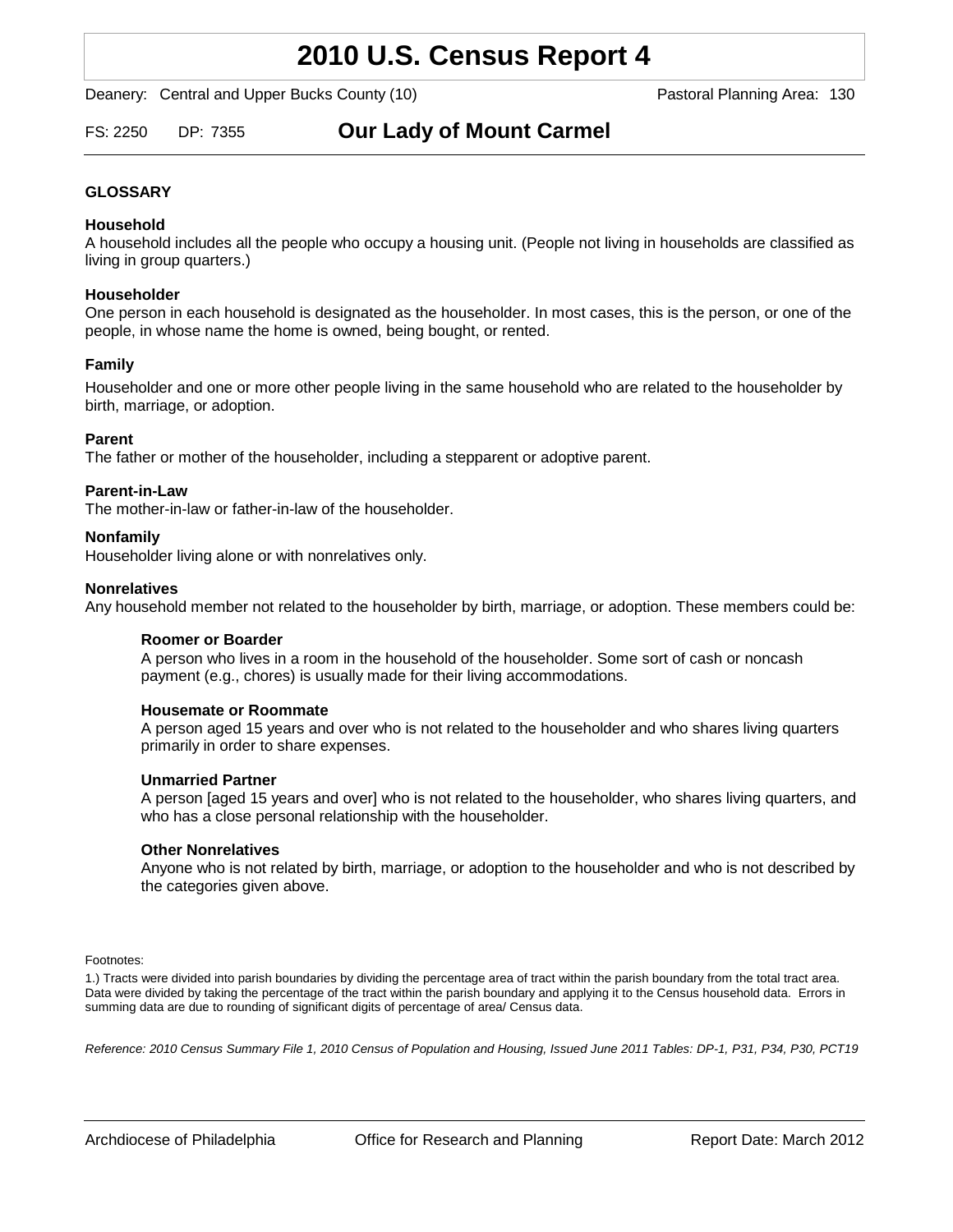# 2010 U.S. Census Report 4

Deanery: Central and Upper Bucks County (10) Pastoral Planning Area: 130

FS: 2250 DP: 7355 **Our Lady of Mount Carmel**

## GLOSSARY

**Household**
A household includes all the people who occupy a housing unit. (People not living in households are classified as living in group quarters.)

**Householder**
One person in each household is designated as the householder. In most cases, this is the person, or one of the people, in whose name the home is owned, being bought, or rented.

**Family**
Householder and one or more other people living in the same household who are related to the householder by birth, marriage, or adoption.

**Parent**
The father or mother of the householder, including a stepparent or adoptive parent.

**Parent-in-Law**
The mother-in-law or father-in-law of the householder.

**Nonfamily**
Householder living alone or with nonrelatives only.

**Nonrelatives**
Any household member not related to the householder by birth, marriage, or adoption. These members could be:

> **Roomer or Boarder**
> A person who lives in a room in the household of the householder. Some sort of cash or noncash payment (e.g., chores) is usually made for their living accommodations.
>
> **Housemate or Roommate**
> A person aged 15 years and over who is not related to the householder and who shares living quarters primarily in order to share expenses.
>
> **Unmarried Partner**
> A person [aged 15 years and over] who is not related to the householder, who shares living quarters, and who has a close personal relationship with the householder.
>
> **Other Nonrelatives**
> Anyone who is not related by birth, marriage, or adoption to the householder and who is not described by the categories given above.

Footnotes:

1.) Tracts were divided into parish boundaries by dividing the percentage area of tract within the parish boundary from the total tract area. Data were divided by taking the percentage of the tract within the parish boundary and applying it to the Census household data. Errors in summing data are due to rounding of significant digits of percentage of area/ Census data.

*Reference: 2010 Census Summary File 1, 2010 Census of Population and Housing, Issued June 2011 Tables: DP-1, P31, P34, P30, PCT19*

Archdiocese of Philadelphia Office for Research and Planning Report Date: March 2012